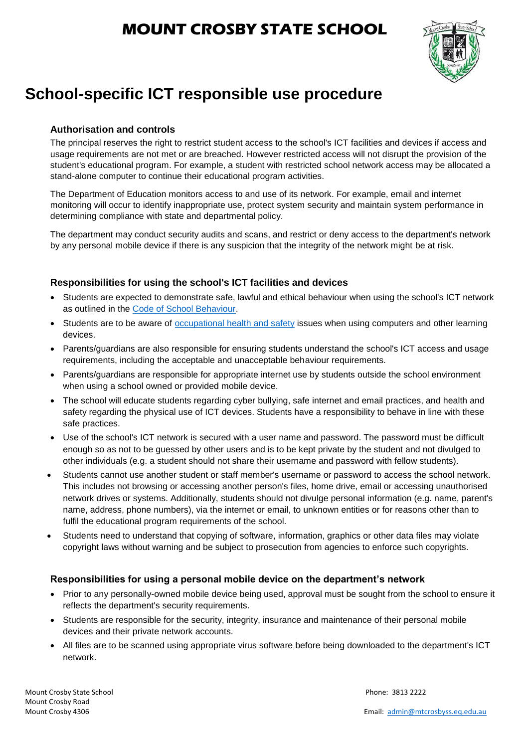# MOUNT CROSBY STATE SCHOOL

# School-specific ICT responsible use procedure

### Authorisation and controls

The principal reserves the right to restrict student access to the school's ICT facilities and devices if access and usage requirements are not met or are breached. However restricted access will not disrupt the provision of the student's educational program. For example, a student with restricted school network access may be allocated a stand-alone computer to continue their educational program activities.

The Department of Education monitors access to and use of its network. For example, email and internet monitoring will occur to identify inappropriate use, protect system security and maintain system performance in determining compliance with state and departmental policy.

The department may conduct security audits and scans, and restrict or deny access to the department's network by any personal mobile device if there is any suspicion that the integrity of the network might be at risk.

### Responsibilities for using the school's ICT facilities and devices

- Students are expected to demonstrate safe, lawful and ethical behaviour when using the school's ICT network as outlined in the Code of School Behaviour.
- Students are to be aware of occupational health and safety issues when using computers and other learning devices.
- Parents/guardians are also responsible for ensuring students understand the school's ICT access and usage requirements, including the acceptable and unacceptable behaviour requirements.
- Parents/guardians are responsible for appropriate internet use by students outside the school environment when using a school owned or provided mobile device.
- The school will educate students regarding cyber bullying, safe internet and email practices, and health and safety regarding the physical use of ICT devices. Students have a responsibility to behave in line with these safe practices.
- Use of the school's ICT network is secured with a user name and password. The password must be difficult enough so as not to be guessed by other users and is to be kept private by the student and not divulged to other individuals (e.g. a student should not share their username and password with fellow students).
- Students cannot use another student or staff member's username or password to access the school network. This includes not browsing or accessing another person's files, home drive, email or accessing unauthorised network drives or systems. Additionally, students should not divulge personal information (e.g. name, parent's name, address, phone numbers), via the internet or email, to unknown entities or for reasons other than to fulfil the educational program requirements of the school.
- Students need to understand that copying of software, information, graphics or other data files may violate copyright laws without warning and be subject to prosecution from agencies to enforce such copyrights.

### Responsibilities for using a personal mobile device on the department's network

- Prior to any personally-owned mobile device being used, approval must be sought from the school to ensure it reflects the department's security requirements.
- Students are responsible for the security, integrity, insurance and maintenance of their personal mobile devices and their private network accounts.
- All files are to be scanned using appropriate virus software before being downloaded to the department's ICT network.

Mount Crosby State School
Mount Crosby Road
Mount Crosby 4306

Phone: 3813 2222

Email: admin@mtcrosbyss.eq.edu.au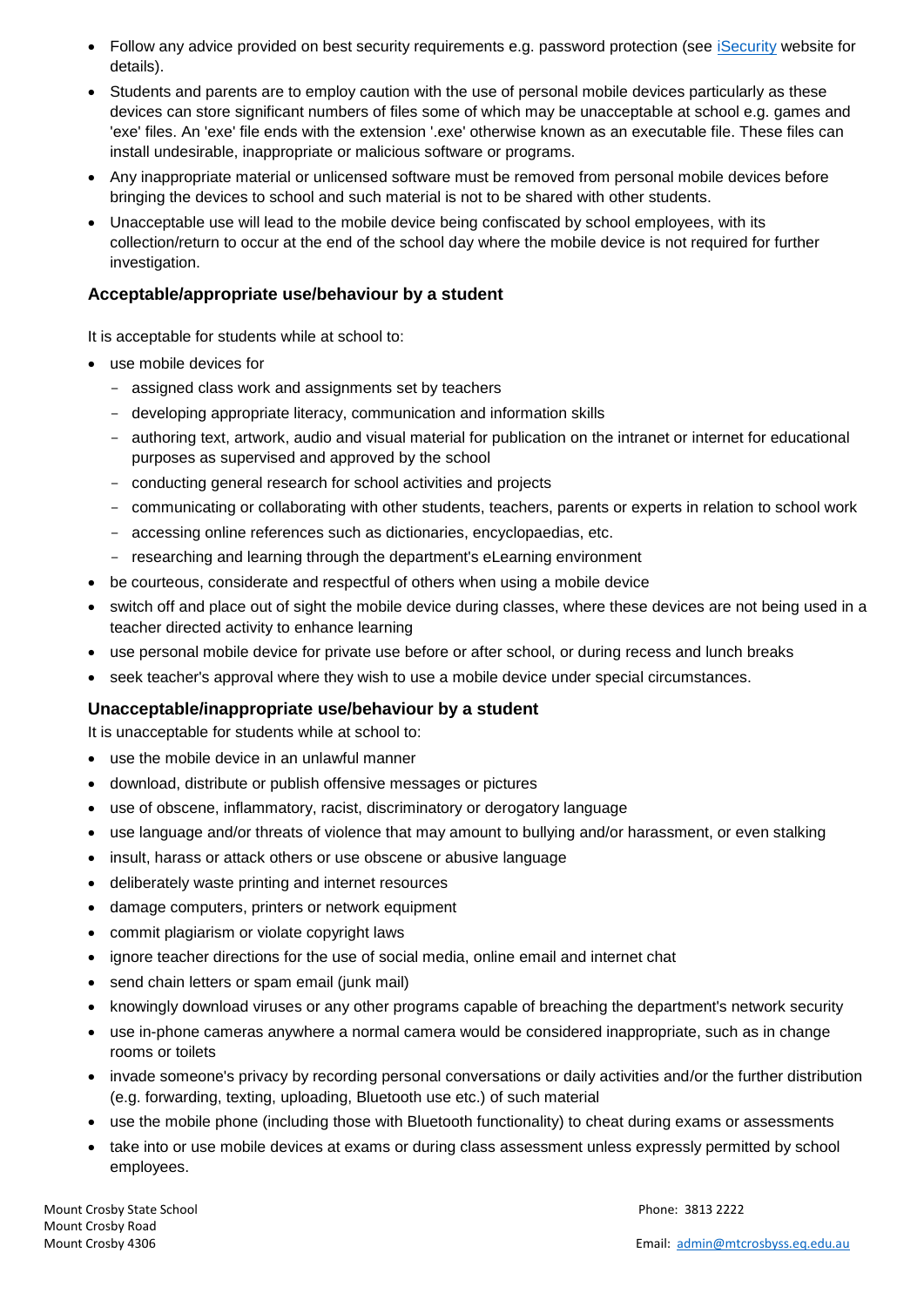- Follow any advice provided on best security requirements e.g. password protection (see [iSecurity](iSecurity) website for details).
- Students and parents are to employ caution with the use of personal mobile devices particularly as these devices can store significant numbers of files some of which may be unacceptable at school e.g. games and 'exe' files. An 'exe' file ends with the extension '.exe' otherwise known as an executable file. These files can install undesirable, inappropriate or malicious software or programs.
- Any inappropriate material or unlicensed software must be removed from personal mobile devices before bringing the devices to school and such material is not to be shared with other students.
- Unacceptable use will lead to the mobile device being confiscated by school employees, with its collection/return to occur at the end of the school day where the mobile device is not required for further investigation.

### Acceptable/appropriate use/behaviour by a student

It is acceptable for students while at school to:

- use mobile devices for
  - assigned class work and assignments set by teachers
  - developing appropriate literacy, communication and information skills
  - authoring text, artwork, audio and visual material for publication on the intranet or internet for educational purposes as supervised and approved by the school
  - conducting general research for school activities and projects
  - communicating or collaborating with other students, teachers, parents or experts in relation to school work
  - accessing online references such as dictionaries, encyclopaedias, etc.
  - researching and learning through the department's eLearning environment
- be courteous, considerate and respectful of others when using a mobile device
- switch off and place out of sight the mobile device during classes, where these devices are not being used in a teacher directed activity to enhance learning
- use personal mobile device for private use before or after school, or during recess and lunch breaks
- seek teacher's approval where they wish to use a mobile device under special circumstances.

### Unacceptable/inappropriate use/behaviour by a student

It is unacceptable for students while at school to:

- use the mobile device in an unlawful manner
- download, distribute or publish offensive messages or pictures
- use of obscene, inflammatory, racist, discriminatory or derogatory language
- use language and/or threats of violence that may amount to bullying and/or harassment, or even stalking
- insult, harass or attack others or use obscene or abusive language
- deliberately waste printing and internet resources
- damage computers, printers or network equipment
- commit plagiarism or violate copyright laws
- ignore teacher directions for the use of social media, online email and internet chat
- send chain letters or spam email (junk mail)
- knowingly download viruses or any other programs capable of breaching the department's network security
- use in-phone cameras anywhere a normal camera would be considered inappropriate, such as in change rooms or toilets
- invade someone's privacy by recording personal conversations or daily activities and/or the further distribution (e.g. forwarding, texting, uploading, Bluetooth use etc.) of such material
- use the mobile phone (including those with Bluetooth functionality) to cheat during exams or assessments
- take into or use mobile devices at exams or during class assessment unless expressly permitted by school employees.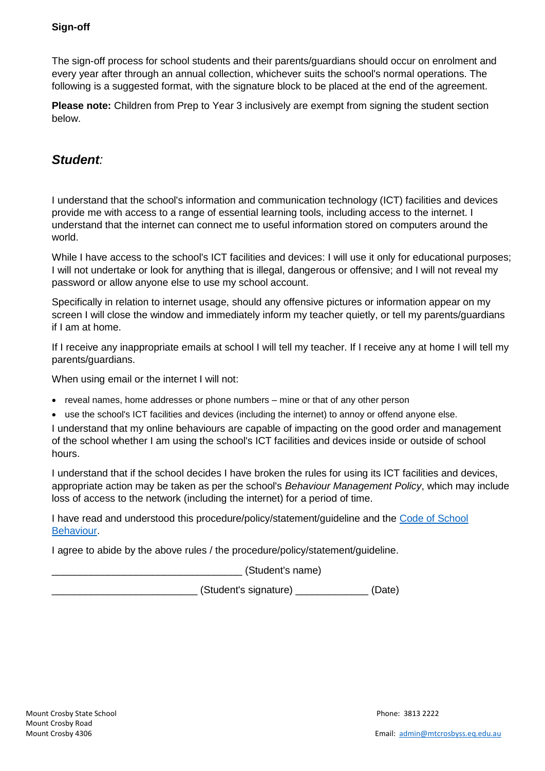**Sign-off**

The sign-off process for school students and their parents/guardians should occur on enrolment and every year after through an annual collection, whichever suits the school's normal operations. The following is a suggested format, with the signature block to be placed at the end of the agreement.

**Please note:** Children from Prep to Year 3 inclusively are exempt from signing the student section below.

## ***Student:***

I understand that the school's information and communication technology (ICT) facilities and devices provide me with access to a range of essential learning tools, including access to the internet. I understand that the internet can connect me to useful information stored on computers around the world.

While I have access to the school's ICT facilities and devices: I will use it only for educational purposes; I will not undertake or look for anything that is illegal, dangerous or offensive; and I will not reveal my password or allow anyone else to use my school account.

Specifically in relation to internet usage, should any offensive pictures or information appear on my screen I will close the window and immediately inform my teacher quietly, or tell my parents/guardians if I am at home.

If I receive any inappropriate emails at school I will tell my teacher. If I receive any at home I will tell my parents/guardians.

When using email or the internet I will not:

- reveal names, home addresses or phone numbers – mine or that of any other person
- use the school's ICT facilities and devices (including the internet) to annoy or offend anyone else.

I understand that my online behaviours are capable of impacting on the good order and management of the school whether I am using the school's ICT facilities and devices inside or outside of school hours.

I understand that if the school decides I have broken the rules for using its ICT facilities and devices, appropriate action may be taken as per the school's *Behaviour Management Policy*, which may include loss of access to the network (including the internet) for a period of time.

I have read and understood this procedure/policy/statement/guideline and the Code of School Behaviour.

I agree to abide by the above rules / the procedure/policy/statement/guideline.

__________________________________ (Student's name)

__________________________ (Student's signature) _____________ (Date)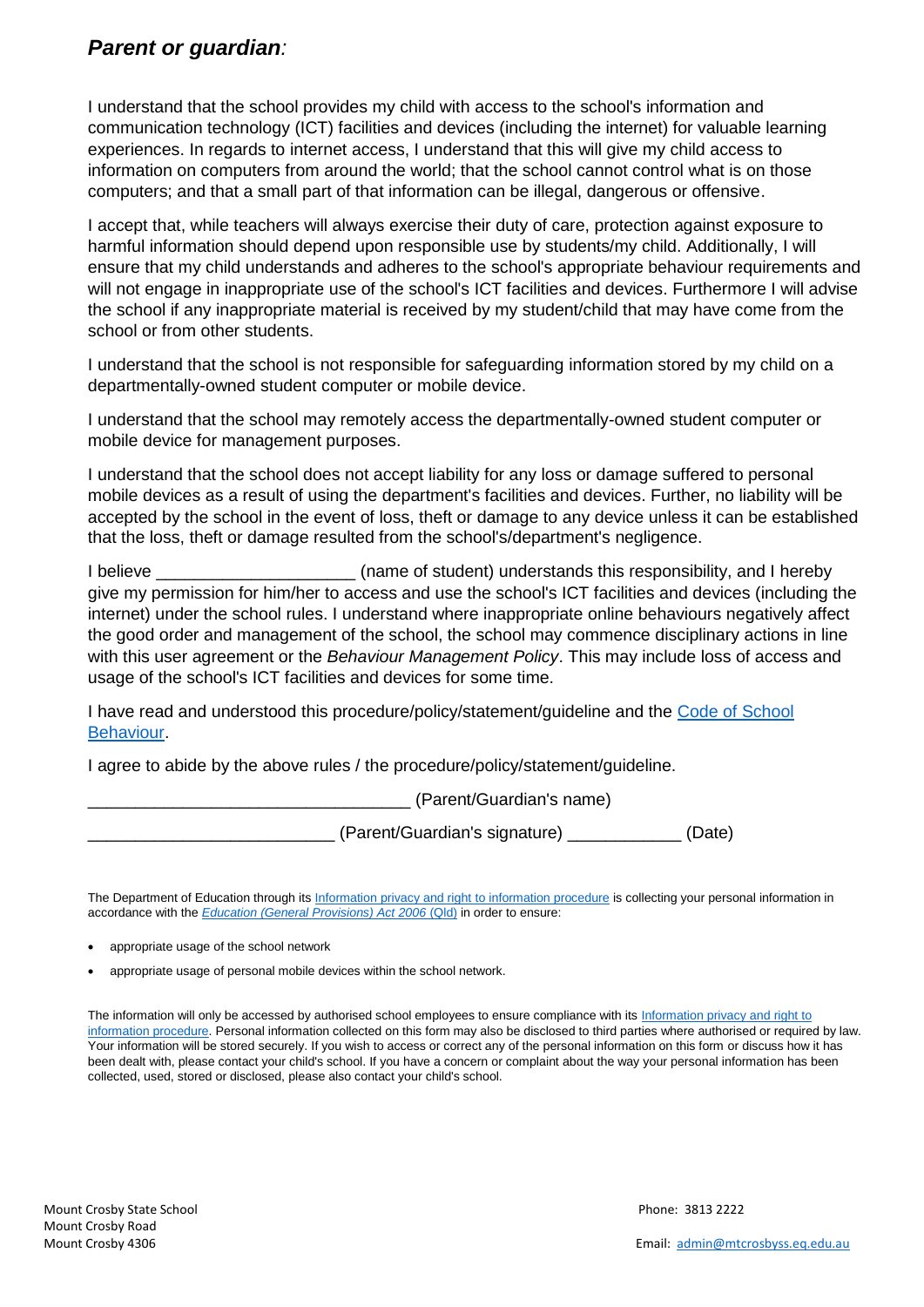## *Parent or guardian:*

I understand that the school provides my child with access to the school's information and communication technology (ICT) facilities and devices (including the internet) for valuable learning experiences. In regards to internet access, I understand that this will give my child access to information on computers from around the world; that the school cannot control what is on those computers; and that a small part of that information can be illegal, dangerous or offensive.

I accept that, while teachers will always exercise their duty of care, protection against exposure to harmful information should depend upon responsible use by students/my child. Additionally, I will ensure that my child understands and adheres to the school's appropriate behaviour requirements and will not engage in inappropriate use of the school's ICT facilities and devices. Furthermore I will advise the school if any inappropriate material is received by my student/child that may have come from the school or from other students.

I understand that the school is not responsible for safeguarding information stored by my child on a departmentally-owned student computer or mobile device.

I understand that the school may remotely access the departmentally-owned student computer or mobile device for management purposes.

I understand that the school does not accept liability for any loss or damage suffered to personal mobile devices as a result of using the department's facilities and devices. Further, no liability will be accepted by the school in the event of loss, theft or damage to any device unless it can be established that the loss, theft or damage resulted from the school's/department's negligence.

I believe ____________________ (name of student) understands this responsibility, and I hereby give my permission for him/her to access and use the school's ICT facilities and devices (including the internet) under the school rules. I understand where inappropriate online behaviours negatively affect the good order and management of the school, the school may commence disciplinary actions in line with this user agreement or the *Behaviour Management Policy*. This may include loss of access and usage of the school's ICT facilities and devices for some time.

I have read and understood this procedure/policy/statement/guideline and the Code of School Behaviour.

I agree to abide by the above rules / the procedure/policy/statement/guideline.

_________________________________ (Parent/Guardian's name)

_________________________ (Parent/Guardian's signature) ___________ (Date)

The Department of Education through its Information privacy and right to information procedure is collecting your personal information in accordance with the *Education (General Provisions) Act 2006* (Qld) in order to ensure:

- appropriate usage of the school network
- appropriate usage of personal mobile devices within the school network.

The information will only be accessed by authorised school employees to ensure compliance with its Information privacy and right to information procedure. Personal information collected on this form may also be disclosed to third parties where authorised or required by law. Your information will be stored securely. If you wish to access or correct any of the personal information on this form or discuss how it has been dealt with, please contact your child's school. If you have a concern or complaint about the way your personal information has been collected, used, stored or disclosed, please also contact your child's school.